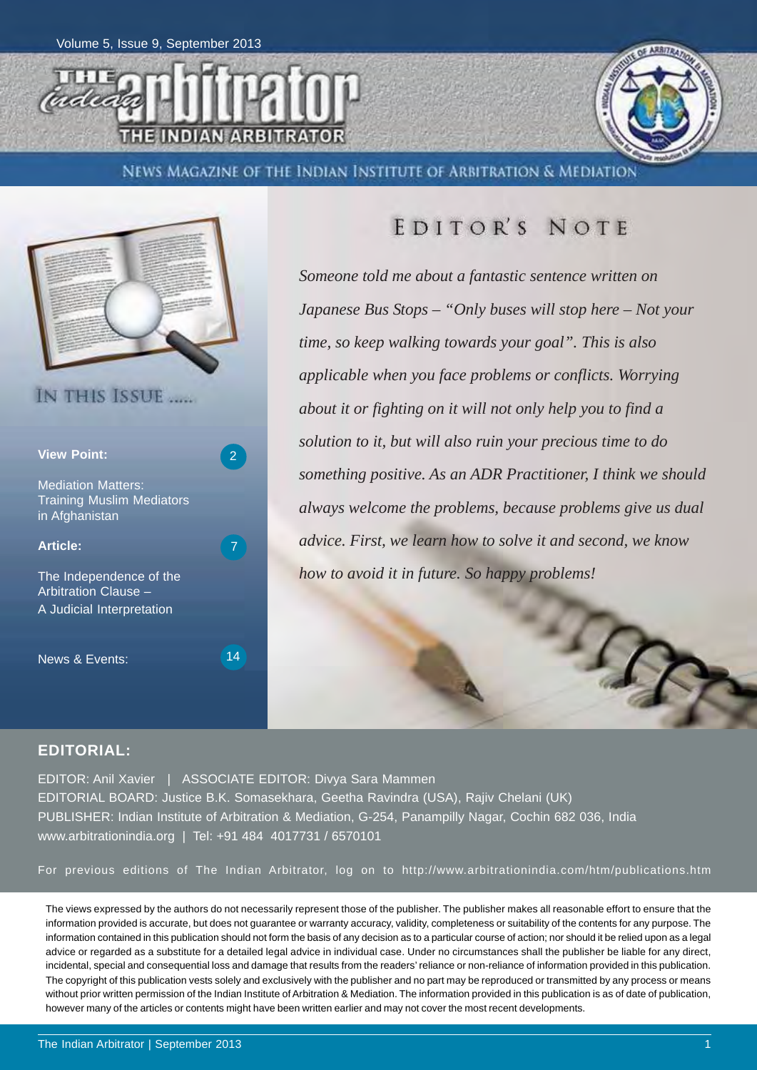Volume 5, Issue 9, September 2013

# THE INDIAN ARBITRATOR

NEWS MAGAZINE OF THE INDIAN INSTITUTE OF ARBITRATION & MEDIATION

## IN THIS ISSUE .....

**View Point:** 2

Mediation Matters: Training Muslim Mediators in Afghanistan

**Article:** 7

The Independence of the Arbitration Clause – A Judicial Interpretation

News & Events: 14

## EDITOR'S NOTE

*Someone told me about a fantastic sentence written on Japanese Bus Stops – "Only buses will stop here – Not your time, so keep walking towards your goal". This is also applicable when you face problems or conflicts. Worrying about it or fighting on it will not only help you to find a solution to it, but will also ruin your precious time to do something positive. As an ADR Practitioner, I think we should always welcome the problems, because problems give us dual advice. First, we learn how to solve it and second, we know how to avoid it in future. So happy problems!*

## EDITORIAL:

EDITOR: Anil Xavier | ASSOCIATE EDITOR: Divya Sara Mammen

EDITORIAL BOARD: Justice B.K. Somasekhara, Geetha Ravindra (USA), Rajiv Chelani (UK)

PUBLISHER: Indian Institute of Arbitration & Mediation, G-254, Panampilly Nagar, Cochin 682 036, India

www.arbitrationindia.org | Tel: +91 484 4017731 / 6570101

For previous editions of The Indian Arbitrator, log on to http://www.arbitrationindia.com/htm/publications.htm

The views expressed by the authors do not necessarily represent those of the publisher. The publisher makes all reasonable effort to ensure that the information provided is accurate, but does not guarantee or warranty accuracy, validity, completeness or suitability of the contents for any purpose. The information contained in this publication should not form the basis of any decision as to a particular course of action; nor should it be relied upon as a legal advice or regarded as a substitute for a detailed legal advice in individual case. Under no circumstances shall the publisher be liable for any direct, incidental, special and consequential loss and damage that results from the readers' reliance or non-reliance of information provided in this publication. The copyright of this publication vests solely and exclusively with the publisher and no part may be reproduced or transmitted by any process or means without prior written permission of the Indian Institute of Arbitration & Mediation. The information provided in this publication is as of date of publication, however many of the articles or contents might have been written earlier and may not cover the most recent developments.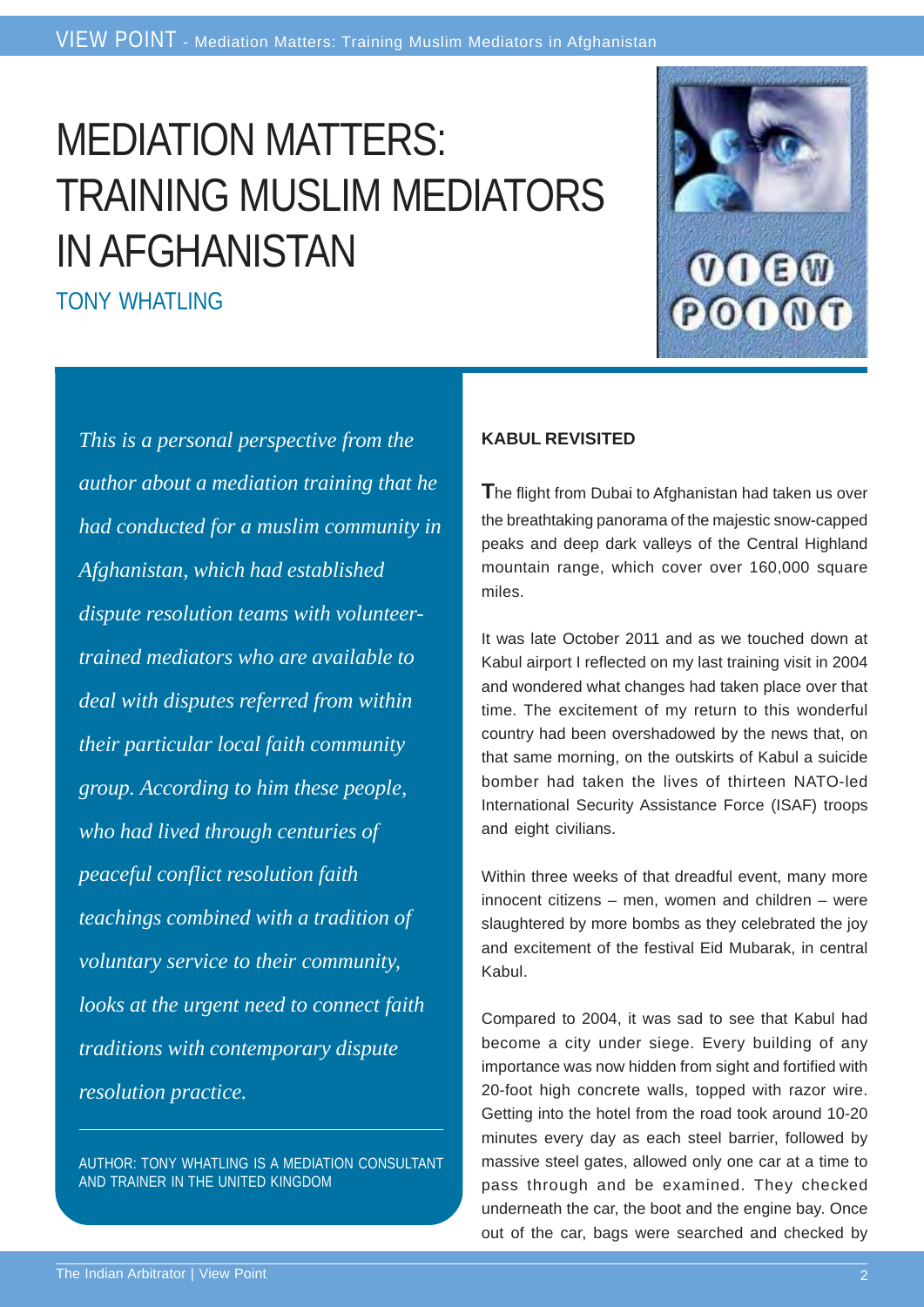# MEDIATION MATTERS: TRAINING MUSLIM MEDIATORS IN AFGHANISTAN

TONY WHATLING

*This is a personal perspective from the author about a mediation training that he had conducted for a muslim community in Afghanistan, which had established dispute resolution teams with volunteer-trained mediators who are available to deal with disputes referred from within their particular local faith community group. According to him these people, who had lived through centuries of peaceful conflict resolution faith teachings combined with a tradition of voluntary service to their community, looks at the urgent need to connect faith traditions with contemporary dispute resolution practice.*

AUTHOR: TONY WHATLING IS A MEDIATION CONSULTANT AND TRAINER IN THE UNITED KINGDOM

## KABUL REVISITED

The flight from Dubai to Afghanistan had taken us over the breathtaking panorama of the majestic snow-capped peaks and deep dark valleys of the Central Highland mountain range, which cover over 160,000 square miles.

It was late October 2011 and as we touched down at Kabul airport I reflected on my last training visit in 2004 and wondered what changes had taken place over that time. The excitement of my return to this wonderful country had been overshadowed by the news that, on that same morning, on the outskirts of Kabul a suicide bomber had taken the lives of thirteen NATO-led International Security Assistance Force (ISAF) troops and eight civilians.

Within three weeks of that dreadful event, many more innocent citizens – men, women and children – were slaughtered by more bombs as they celebrated the joy and excitement of the festival Eid Mubarak, in central Kabul.

Compared to 2004, it was sad to see that Kabul had become a city under siege. Every building of any importance was now hidden from sight and fortified with 20-foot high concrete walls, topped with razor wire. Getting into the hotel from the road took around 10-20 minutes every day as each steel barrier, followed by massive steel gates, allowed only one car at a time to pass through and be examined. They checked underneath the car, the boot and the engine bay. Once out of the car, bags were searched and checked by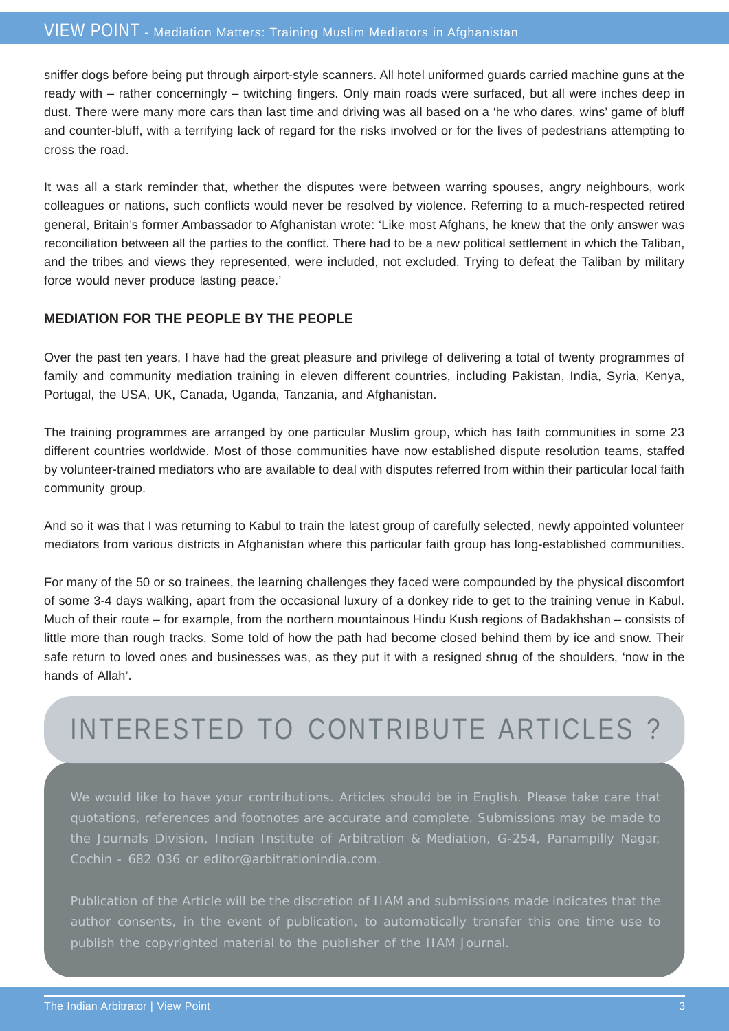sniffer dogs before being put through airport-style scanners. All hotel uniformed guards carried machine guns at the ready with – rather concerningly – twitching fingers. Only main roads were surfaced, but all were inches deep in dust. There were many more cars than last time and driving was all based on a 'he who dares, wins' game of bluff and counter-bluff, with a terrifying lack of regard for the risks involved or for the lives of pedestrians attempting to cross the road.

It was all a stark reminder that, whether the disputes were between warring spouses, angry neighbours, work colleagues or nations, such conflicts would never be resolved by violence. Referring to a much-respected retired general, Britain's former Ambassador to Afghanistan wrote: 'Like most Afghans, he knew that the only answer was reconciliation between all the parties to the conflict. There had to be a new political settlement in which the Taliban, and the tribes and views they represented, were included, not excluded. Trying to defeat the Taliban by military force would never produce lasting peace.'

## MEDIATION FOR THE PEOPLE BY THE PEOPLE

Over the past ten years, I have had the great pleasure and privilege of delivering a total of twenty programmes of family and community mediation training in eleven different countries, including Pakistan, India, Syria, Kenya, Portugal, the USA, UK, Canada, Uganda, Tanzania, and Afghanistan.

The training programmes are arranged by one particular Muslim group, which has faith communities in some 23 different countries worldwide. Most of those communities have now established dispute resolution teams, staffed by volunteer-trained mediators who are available to deal with disputes referred from within their particular local faith community group.

And so it was that I was returning to Kabul to train the latest group of carefully selected, newly appointed volunteer mediators from various districts in Afghanistan where this particular faith group has long-established communities.

For many of the 50 or so trainees, the learning challenges they faced were compounded by the physical discomfort of some 3-4 days walking, apart from the occasional luxury of a donkey ride to get to the training venue in Kabul. Much of their route – for example, from the northern mountainous Hindu Kush regions of Badakhshan – consists of little more than rough tracks. Some told of how the path had become closed behind them by ice and snow. Their safe return to loved ones and businesses was, as they put it with a resigned shrug of the shoulders, 'now in the hands of Allah'.

## INTERESTED TO CONTRIBUTE ARTICLES ?

We would like to have your contributions. Articles should be in English. Please take care that quotations, references and footnotes are accurate and complete. Submissions may be made to the Journals Division, Indian Institute of Arbitration & Mediation, G-254, Panampilly Nagar, Cochin - 682 036 or editor@arbitrationindia.com.

Publication of the Article will be the discretion of IIAM and submissions made indicates that the author consents, in the event of publication, to automatically transfer this one time use to publish the copyrighted material to the publisher of the IIAM Journal.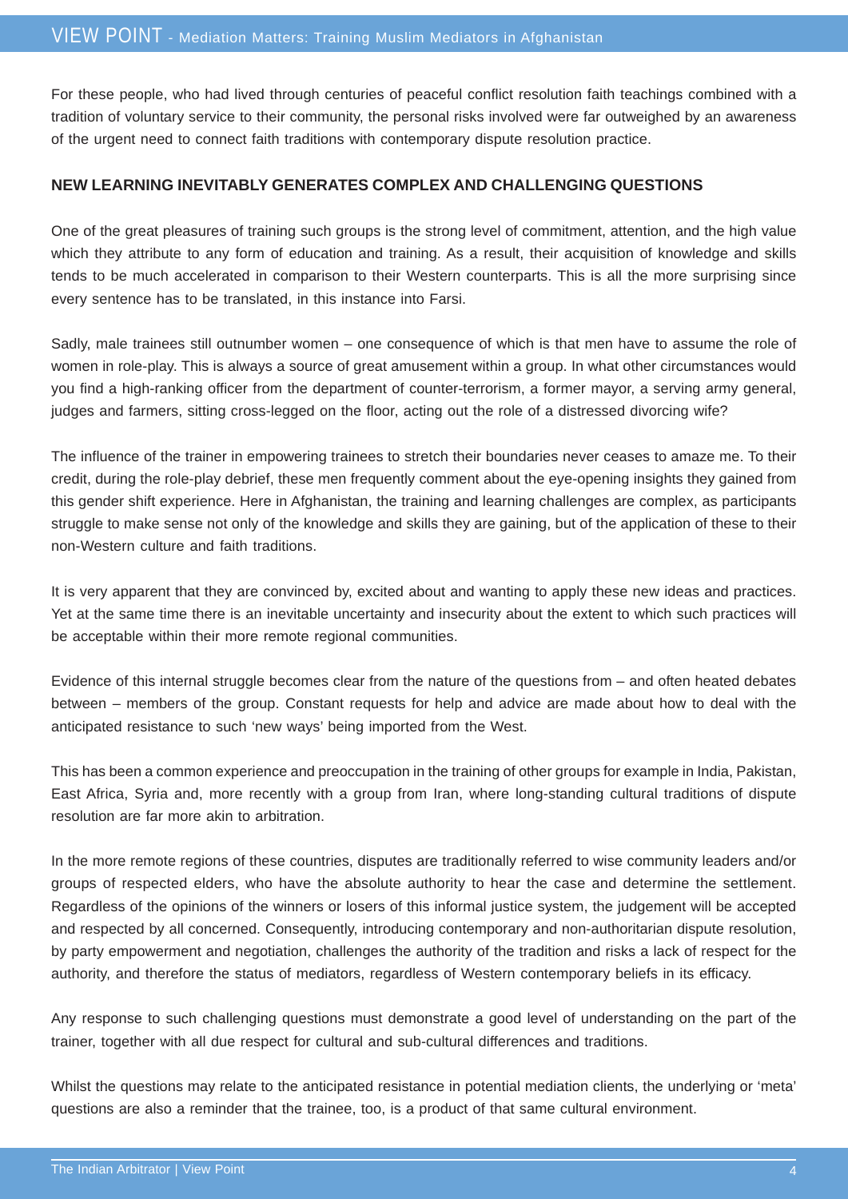For these people, who had lived through centuries of peaceful conflict resolution faith teachings combined with a tradition of voluntary service to their community, the personal risks involved were far outweighed by an awareness of the urgent need to connect faith traditions with contemporary dispute resolution practice.

## NEW LEARNING INEVITABLY GENERATES COMPLEX AND CHALLENGING QUESTIONS

One of the great pleasures of training such groups is the strong level of commitment, attention, and the high value which they attribute to any form of education and training. As a result, their acquisition of knowledge and skills tends to be much accelerated in comparison to their Western counterparts. This is all the more surprising since every sentence has to be translated, in this instance into Farsi.

Sadly, male trainees still outnumber women – one consequence of which is that men have to assume the role of women in role-play. This is always a source of great amusement within a group. In what other circumstances would you find a high-ranking officer from the department of counter-terrorism, a former mayor, a serving army general, judges and farmers, sitting cross-legged on the floor, acting out the role of a distressed divorcing wife?

The influence of the trainer in empowering trainees to stretch their boundaries never ceases to amaze me. To their credit, during the role-play debrief, these men frequently comment about the eye-opening insights they gained from this gender shift experience. Here in Afghanistan, the training and learning challenges are complex, as participants struggle to make sense not only of the knowledge and skills they are gaining, but of the application of these to their non-Western culture and faith traditions.

It is very apparent that they are convinced by, excited about and wanting to apply these new ideas and practices. Yet at the same time there is an inevitable uncertainty and insecurity about the extent to which such practices will be acceptable within their more remote regional communities.

Evidence of this internal struggle becomes clear from the nature of the questions from – and often heated debates between – members of the group. Constant requests for help and advice are made about how to deal with the anticipated resistance to such 'new ways' being imported from the West.

This has been a common experience and preoccupation in the training of other groups for example in India, Pakistan, East Africa, Syria and, more recently with a group from Iran, where long-standing cultural traditions of dispute resolution are far more akin to arbitration.

In the more remote regions of these countries, disputes are traditionally referred to wise community leaders and/or groups of respected elders, who have the absolute authority to hear the case and determine the settlement. Regardless of the opinions of the winners or losers of this informal justice system, the judgement will be accepted and respected by all concerned. Consequently, introducing contemporary and non-authoritarian dispute resolution, by party empowerment and negotiation, challenges the authority of the tradition and risks a lack of respect for the authority, and therefore the status of mediators, regardless of Western contemporary beliefs in its efficacy.

Any response to such challenging questions must demonstrate a good level of understanding on the part of the trainer, together with all due respect for cultural and sub-cultural differences and traditions.

Whilst the questions may relate to the anticipated resistance in potential mediation clients, the underlying or 'meta' questions are also a reminder that the trainee, too, is a product of that same cultural environment.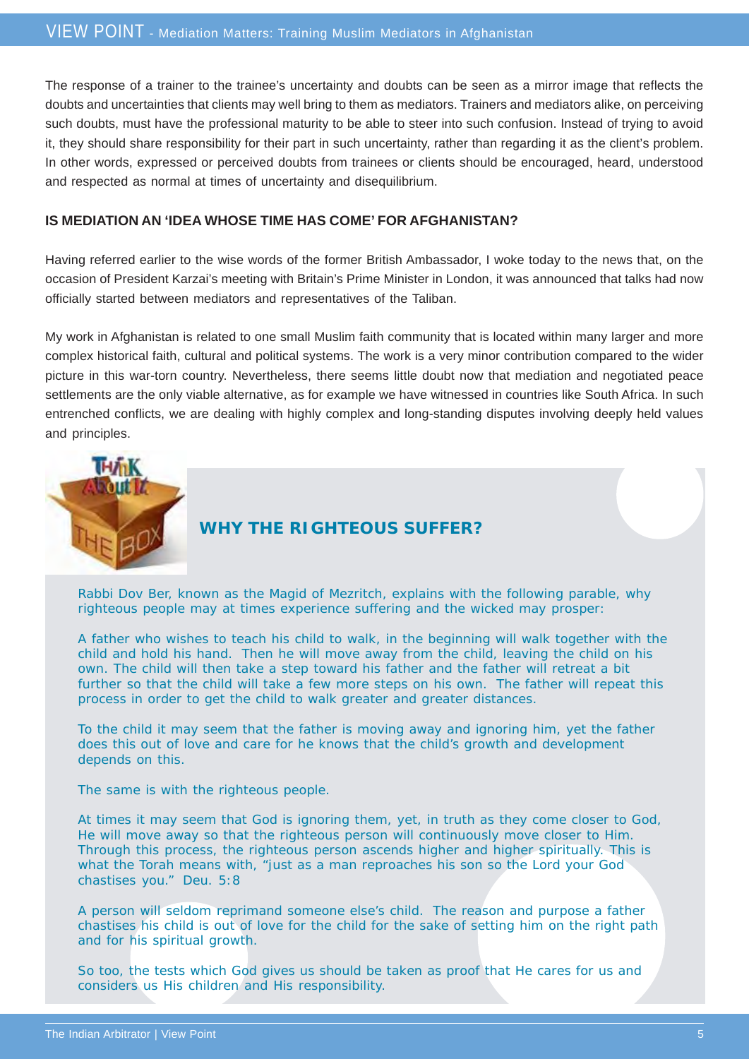The response of a trainer to the trainee's uncertainty and doubts can be seen as a mirror image that reflects the doubts and uncertainties that clients may well bring to them as mediators. Trainers and mediators alike, on perceiving such doubts, must have the professional maturity to be able to steer into such confusion. Instead of trying to avoid it, they should share responsibility for their part in such uncertainty, rather than regarding it as the client's problem. In other words, expressed or perceived doubts from trainees or clients should be encouraged, heard, understood and respected as normal at times of uncertainty and disequilibrium.

### IS MEDIATION AN 'IDEA WHOSE TIME HAS COME' FOR AFGHANISTAN?

Having referred earlier to the wise words of the former British Ambassador, I woke today to the news that, on the occasion of President Karzai's meeting with Britain's Prime Minister in London, it was announced that talks had now officially started between mediators and representatives of the Taliban.

My work in Afghanistan is related to one small Muslim faith community that is located within many larger and more complex historical faith, cultural and political systems. The work is a very minor contribution compared to the wider picture in this war-torn country. Nevertheless, there seems little doubt now that mediation and negotiated peace settlements are the only viable alternative, as for example we have witnessed in countries like South Africa. In such entrenched conflicts, we are dealing with highly complex and long-standing disputes involving deeply held values and principles.

### WHY THE RIGHTEOUS SUFFER?

Rabbi Dov Ber, known as the Magid of Mezritch, explains with the following parable, why righteous people may at times experience suffering and the wicked may prosper:

A father who wishes to teach his child to walk, in the beginning will walk together with the child and hold his hand. Then he will move away from the child, leaving the child on his own. The child will then take a step toward his father and the father will retreat a bit further so that the child will take a few more steps on his own. The father will repeat this process in order to get the child to walk greater and greater distances.

To the child it may seem that the father is moving away and ignoring him, yet the father does this out of love and care for he knows that the child's growth and development depends on this.

The same is with the righteous people.

At times it may seem that God is ignoring them, yet, in truth as they come closer to God, He will move away so that the righteous person will continuously move closer to Him. Through this process, the righteous person ascends higher and higher spiritually. This is what the Torah means with, "just as a man reproaches his son so the Lord your God chastises you." Deu. 5:8

A person will seldom reprimand someone else's child. The reason and purpose a father chastises his child is out of love for the child for the sake of setting him on the right path and for his spiritual growth.

So too, the tests which God gives us should be taken as proof that He cares for us and considers us His children and His responsibility.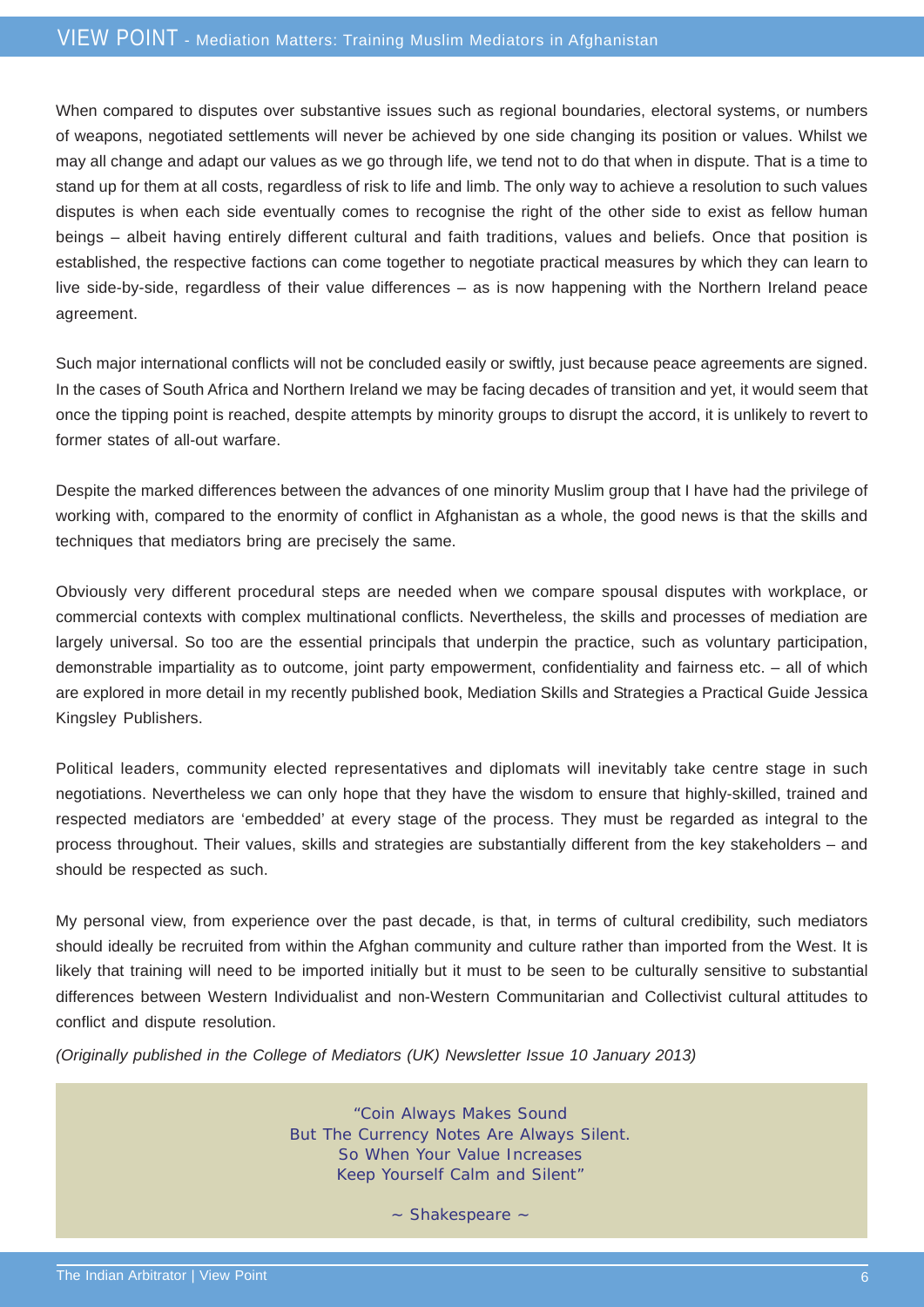When compared to disputes over substantive issues such as regional boundaries, electoral systems, or numbers of weapons, negotiated settlements will never be achieved by one side changing its position or values. Whilst we may all change and adapt our values as we go through life, we tend not to do that when in dispute. That is a time to stand up for them at all costs, regardless of risk to life and limb. The only way to achieve a resolution to such values disputes is when each side eventually comes to recognise the right of the other side to exist as fellow human beings – albeit having entirely different cultural and faith traditions, values and beliefs. Once that position is established, the respective factions can come together to negotiate practical measures by which they can learn to live side-by-side, regardless of their value differences – as is now happening with the Northern Ireland peace agreement.

Such major international conflicts will not be concluded easily or swiftly, just because peace agreements are signed. In the cases of South Africa and Northern Ireland we may be facing decades of transition and yet, it would seem that once the tipping point is reached, despite attempts by minority groups to disrupt the accord, it is unlikely to revert to former states of all-out warfare.

Despite the marked differences between the advances of one minority Muslim group that I have had the privilege of working with, compared to the enormity of conflict in Afghanistan as a whole, the good news is that the skills and techniques that mediators bring are precisely the same.

Obviously very different procedural steps are needed when we compare spousal disputes with workplace, or commercial contexts with complex multinational conflicts. Nevertheless, the skills and processes of mediation are largely universal. So too are the essential principals that underpin the practice, such as voluntary participation, demonstrable impartiality as to outcome, joint party empowerment, confidentiality and fairness etc. – all of which are explored in more detail in my recently published book, Mediation Skills and Strategies a Practical Guide Jessica Kingsley Publishers.

Political leaders, community elected representatives and diplomats will inevitably take centre stage in such negotiations. Nevertheless we can only hope that they have the wisdom to ensure that highly-skilled, trained and respected mediators are 'embedded' at every stage of the process. They must be regarded as integral to the process throughout. Their values, skills and strategies are substantially different from the key stakeholders – and should be respected as such.

My personal view, from experience over the past decade, is that, in terms of cultural credibility, such mediators should ideally be recruited from within the Afghan community and culture rather than imported from the West. It is likely that training will need to be imported initially but it must to be seen to be culturally sensitive to substantial differences between Western Individualist and non-Western Communitarian and Collectivist cultural attitudes to conflict and dispute resolution.

*(Originally published in the College of Mediators (UK) Newsletter Issue 10 January 2013)*

> "Coin Always Makes Sound
> But The Currency Notes Are Always Silent.
> So When Your Value Increases
> Keep Yourself Calm and Silent"
>
> ~ Shakespeare ~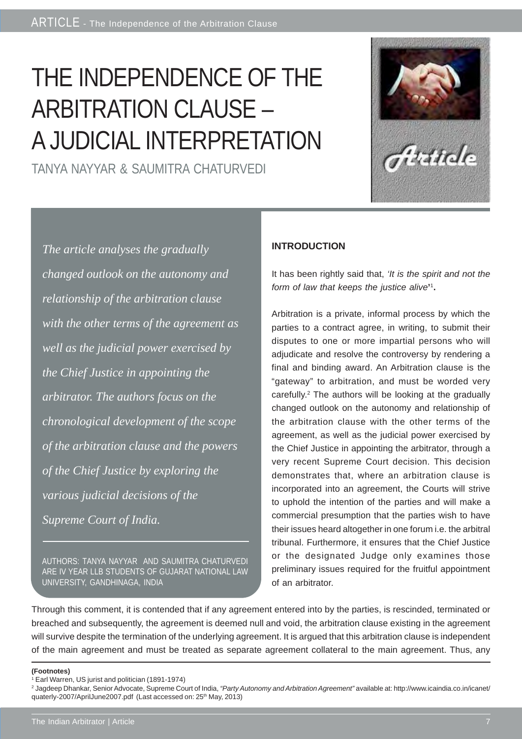# THE INDEPENDENCE OF THE ARBITRATION CLAUSE – A JUDICIAL INTERPRETATION

TANYA NAYYAR & SAUMITRA CHATURVEDI

*The article analyses the gradually changed outlook on the autonomy and relationship of the arbitration clause with the other terms of the agreement as well as the judicial power exercised by the Chief Justice in appointing the arbitrator. The authors focus on the chronological development of the scope of the arbitration clause and the powers of the Chief Justice by exploring the various judicial decisions of the Supreme Court of India.*

AUTHORS: TANYA NAYYAR AND SAUMITRA CHATURVEDI ARE IV YEAR LLB STUDENTS OF GUJARAT NATIONAL LAW UNIVERSITY, GANDHINAGA, INDIA

## INTRODUCTION

It has been rightly said that, *'It is the spirit and not the form of law that keeps the justice alive'*[1]**.**

Arbitration is a private, informal process by which the parties to a contract agree, in writing, to submit their disputes to one or more impartial persons who will adjudicate and resolve the controversy by rendering a final and binding award. An Arbitration clause is the "gateway" to arbitration, and must be worded very carefully.[2] The authors will be looking at the gradually changed outlook on the autonomy and relationship of the arbitration clause with the other terms of the agreement, as well as the judicial power exercised by the Chief Justice in appointing the arbitrator, through a very recent Supreme Court decision. This decision demonstrates that, where an arbitration clause is incorporated into an agreement, the Courts will strive to uphold the intention of the parties and will make a commercial presumption that the parties wish to have their issues heard altogether in one forum i.e. the arbitral tribunal. Furthermore, it ensures that the Chief Justice or the designated Judge only examines those preliminary issues required for the fruitful appointment of an arbitrator.

Through this comment, it is contended that if any agreement entered into by the parties, is rescinded, terminated or breached and subsequently, the agreement is deemed null and void, the arbitration clause existing in the agreement will survive despite the termination of the underlying agreement. It is argued that this arbitration clause is independent of the main agreement and must be treated as separate agreement collateral to the main agreement. Thus, any

**(Footnotes)**

[1] Earl Warren, US jurist and politician (1891-1974)

[2] Jagdeep Dhankar, Senior Advocate, Supreme Court of India, *"Party Autonomy and Arbitration Agreement"* available at: http://www.icaindia.co.in/icanet/quaterly-2007/AprilJune2007.pdf (Last accessed on: 25th May, 2013)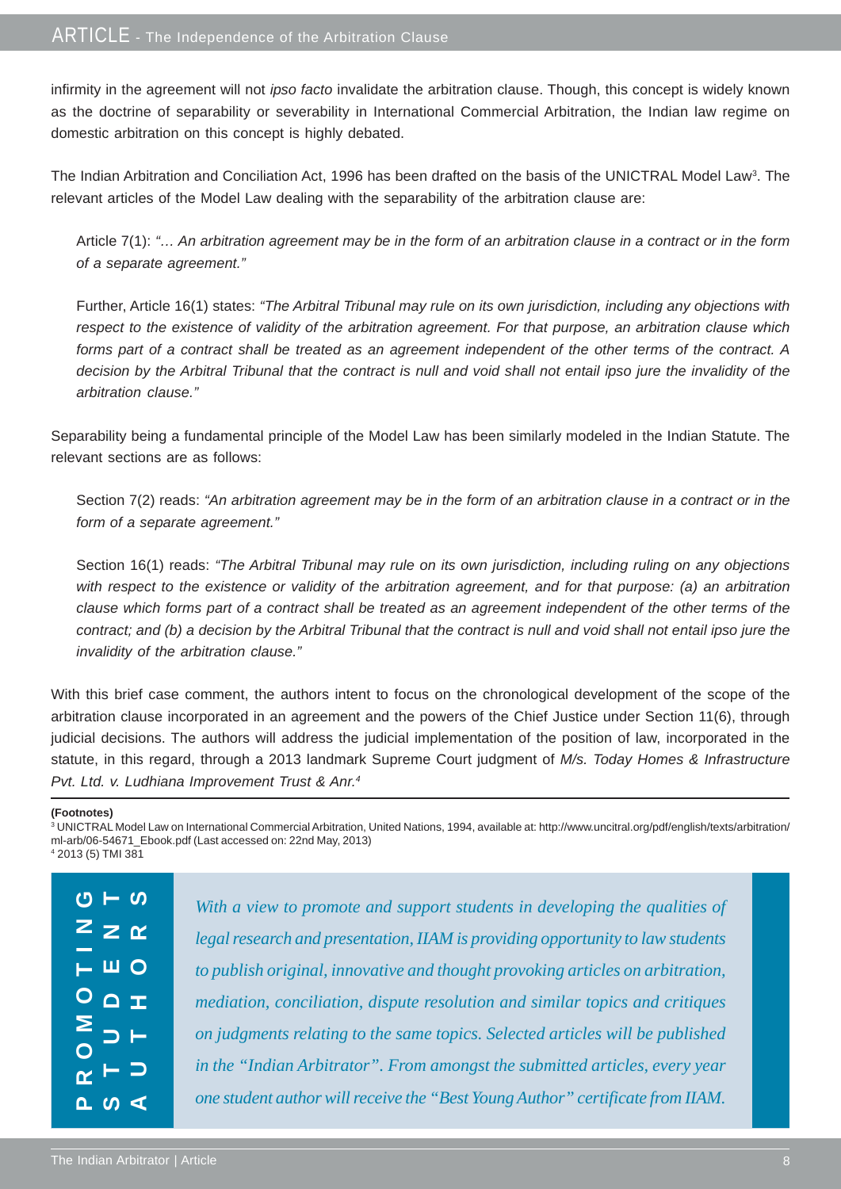infirmity in the agreement will not *ipso facto* invalidate the arbitration clause. Though, this concept is widely known as the doctrine of separability or severability in International Commercial Arbitration, the Indian law regime on domestic arbitration on this concept is highly debated.

The Indian Arbitration and Conciliation Act, 1996 has been drafted on the basis of the UNICTRAL Model Law[3]. The relevant articles of the Model Law dealing with the separability of the arbitration clause are:

> Article 7(1): *"… An arbitration agreement may be in the form of an arbitration clause in a contract or in the form of a separate agreement."*
>
> Further, Article 16(1) states: *"The Arbitral Tribunal may rule on its own jurisdiction, including any objections with respect to the existence of validity of the arbitration agreement. For that purpose, an arbitration clause which forms part of a contract shall be treated as an agreement independent of the other terms of the contract. A decision by the Arbitral Tribunal that the contract is null and void shall not entail ipso jure the invalidity of the arbitration clause."*

Separability being a fundamental principle of the Model Law has been similarly modeled in the Indian Statute. The relevant sections are as follows:

> Section 7(2) reads: *"An arbitration agreement may be in the form of an arbitration clause in a contract or in the form of a separate agreement."*
>
> Section 16(1) reads: *"The Arbitral Tribunal may rule on its own jurisdiction, including ruling on any objections with respect to the existence or validity of the arbitration agreement, and for that purpose: (a) an arbitration clause which forms part of a contract shall be treated as an agreement independent of the other terms of the contract; and (b) a decision by the Arbitral Tribunal that the contract is null and void shall not entail ipso jure the invalidity of the arbitration clause."*

With this brief case comment, the authors intent to focus on the chronological development of the scope of the arbitration clause incorporated in an agreement and the powers of the Chief Justice under Section 11(6), through judicial decisions. The authors will address the judicial implementation of the position of law, incorporated in the statute, in this regard, through a 2013 landmark Supreme Court judgment of *M/s. Today Homes & Infrastructure Pvt. Ltd. v. Ludhiana Improvement Trust & Anr.*[4]

**(Footnotes)**

[3] UNICTRAL Model Law on International Commercial Arbitration, United Nations, 1994, available at: http://www.uncitral.org/pdf/english/texts/arbitration/ml-arb/06-54671_Ebook.pdf (Last accessed on: 22nd May, 2013)

[4] 2013 (5) TMI 381

**PROMOTING STUDENT AUTHORS**

*With a view to promote and support students in developing the qualities of legal research and presentation, IIAM is providing opportunity to law students to publish original, innovative and thought provoking articles on arbitration, mediation, conciliation, dispute resolution and similar topics and critiques on judgments relating to the same topics. Selected articles will be published in the "Indian Arbitrator". From amongst the submitted articles, every year one student author will receive the "Best Young Author" certificate from IIAM.*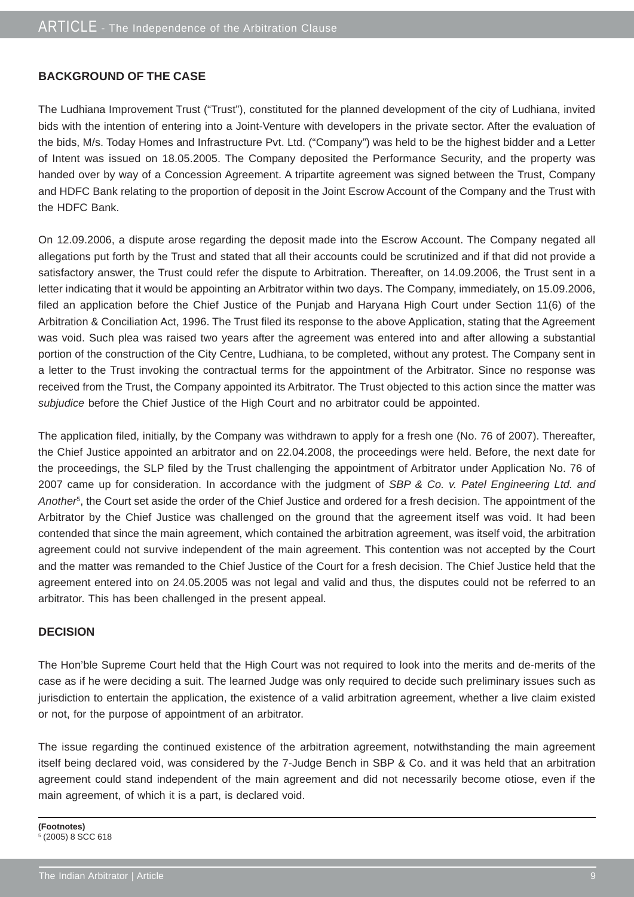### BACKGROUND OF THE CASE

The Ludhiana Improvement Trust ("Trust"), constituted for the planned development of the city of Ludhiana, invited bids with the intention of entering into a Joint-Venture with developers in the private sector. After the evaluation of the bids, M/s. Today Homes and Infrastructure Pvt. Ltd. ("Company") was held to be the highest bidder and a Letter of Intent was issued on 18.05.2005. The Company deposited the Performance Security, and the property was handed over by way of a Concession Agreement. A tripartite agreement was signed between the Trust, Company and HDFC Bank relating to the proportion of deposit in the Joint Escrow Account of the Company and the Trust with the HDFC Bank.

On 12.09.2006, a dispute arose regarding the deposit made into the Escrow Account. The Company negated all allegations put forth by the Trust and stated that all their accounts could be scrutinized and if that did not provide a satisfactory answer, the Trust could refer the dispute to Arbitration. Thereafter, on 14.09.2006, the Trust sent in a letter indicating that it would be appointing an Arbitrator within two days. The Company, immediately, on 15.09.2006, filed an application before the Chief Justice of the Punjab and Haryana High Court under Section 11(6) of the Arbitration & Conciliation Act, 1996. The Trust filed its response to the above Application, stating that the Agreement was void. Such plea was raised two years after the agreement was entered into and after allowing a substantial portion of the construction of the City Centre, Ludhiana, to be completed, without any protest. The Company sent in a letter to the Trust invoking the contractual terms for the appointment of the Arbitrator. Since no response was received from the Trust, the Company appointed its Arbitrator. The Trust objected to this action since the matter was *subjudice* before the Chief Justice of the High Court and no arbitrator could be appointed.

The application filed, initially, by the Company was withdrawn to apply for a fresh one (No. 76 of 2007). Thereafter, the Chief Justice appointed an arbitrator and on 22.04.2008, the proceedings were held. Before, the next date for the proceedings, the SLP filed by the Trust challenging the appointment of Arbitrator under Application No. 76 of 2007 came up for consideration. In accordance with the judgment of *SBP & Co. v. Patel Engineering Ltd. and Another*[5], the Court set aside the order of the Chief Justice and ordered for a fresh decision. The appointment of the Arbitrator by the Chief Justice was challenged on the ground that the agreement itself was void. It had been contended that since the main agreement, which contained the arbitration agreement, was itself void, the arbitration agreement could not survive independent of the main agreement. This contention was not accepted by the Court and the matter was remanded to the Chief Justice of the Court for a fresh decision. The Chief Justice held that the agreement entered into on 24.05.2005 was not legal and valid and thus, the disputes could not be referred to an arbitrator. This has been challenged in the present appeal.

### DECISION

The Hon'ble Supreme Court held that the High Court was not required to look into the merits and de-merits of the case as if he were deciding a suit. The learned Judge was only required to decide such preliminary issues such as jurisdiction to entertain the application, the existence of a valid arbitration agreement, whether a live claim existed or not, for the purpose of appointment of an arbitrator.

The issue regarding the continued existence of the arbitration agreement, notwithstanding the main agreement itself being declared void, was considered by the 7-Judge Bench in SBP & Co. and it was held that an arbitration agreement could stand independent of the main agreement and did not necessarily become otiose, even if the main agreement, of which it is a part, is declared void.

---

**(Footnotes)**
[5] (2005) 8 SCC 618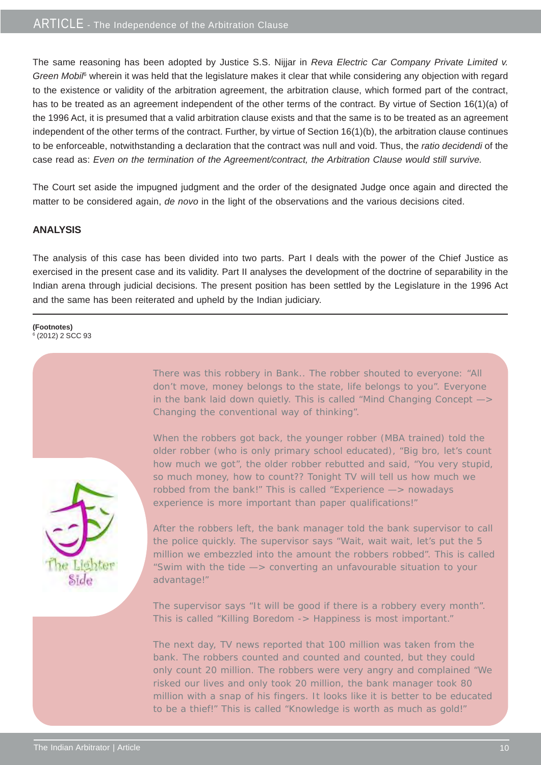The same reasoning has been adopted by Justice S.S. Nijjar in *Reva Electric Car Company Private Limited v. Green Mobil*[6] wherein it was held that the legislature makes it clear that while considering any objection with regard to the existence or validity of the arbitration agreement, the arbitration clause, which formed part of the contract, has to be treated as an agreement independent of the other terms of the contract. By virtue of Section 16(1)(a) of the 1996 Act, it is presumed that a valid arbitration clause exists and that the same is to be treated as an agreement independent of the other terms of the contract. Further, by virtue of Section 16(1)(b), the arbitration clause continues to be enforceable, notwithstanding a declaration that the contract was null and void. Thus, the *ratio decidendi* of the case read as: *Even on the termination of the Agreement/contract, the Arbitration Clause would still survive.*

The Court set aside the impugned judgment and the order of the designated Judge once again and directed the matter to be considered again, *de novo* in the light of the observations and the various decisions cited.

**ANALYSIS**

The analysis of this case has been divided into two parts. Part I deals with the power of the Chief Justice as exercised in the present case and its validity. Part II analyses the development of the doctrine of separability in the Indian arena through judicial decisions. The present position has been settled by the Legislature in the 1996 Act and the same has been reiterated and upheld by the Indian judiciary.

---

**(Footnotes)**
[6] (2012) 2 SCC 93

The Lighter Side

There was this robbery in Bank.. The robber shouted to everyone: "All don't move, money belongs to the state, life belongs to you". Everyone in the bank laid down quietly. This is called "Mind Changing Concept —> Changing the conventional way of thinking".

When the robbers got back, the younger robber (MBA trained) told the older robber (who is only primary school educated), "Big bro, let's count how much we got", the older robber rebutted and said, "You very stupid, so much money, how to count?? Tonight TV will tell us how much we robbed from the bank!" This is called "Experience —> nowadays experience is more important than paper qualifications!"

After the robbers left, the bank manager told the bank supervisor to call the police quickly. The supervisor says "Wait, wait wait, let's put the 5 million we embezzled into the amount the robbers robbed". This is called "Swim with the tide —> converting an unfavourable situation to your advantage!"

The supervisor says "It will be good if there is a robbery every month". This is called "Killing Boredom -> Happiness is most important."

The next day, TV news reported that 100 million was taken from the bank. The robbers counted and counted and counted, but they could only count 20 million. The robbers were very angry and complained "We risked our lives and only took 20 million, the bank manager took 80 million with a snap of his fingers. It looks like it is better to be educated to be a thief!" This is called "Knowledge is worth as much as gold!"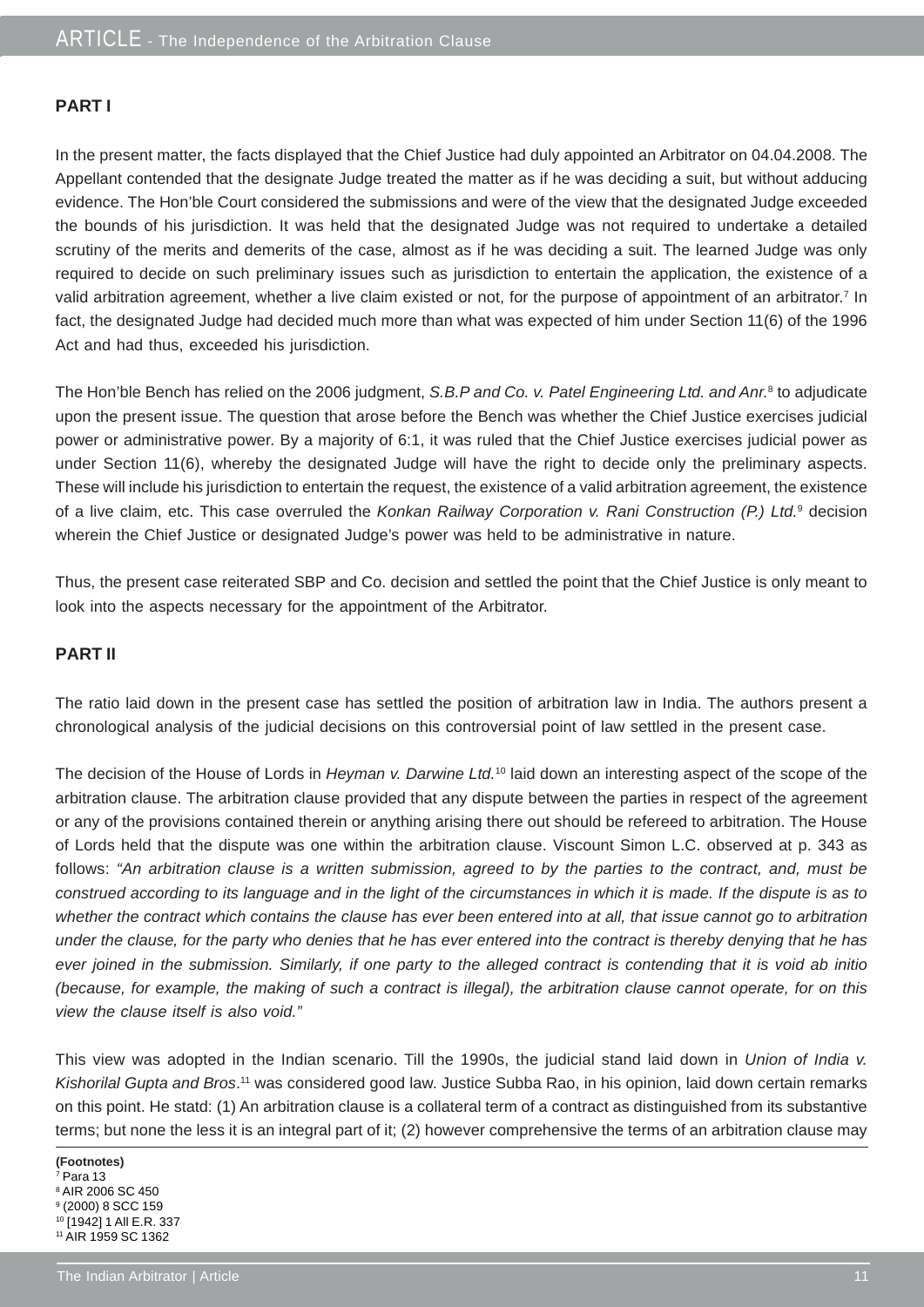**PART I**

In the present matter, the facts displayed that the Chief Justice had duly appointed an Arbitrator on 04.04.2008. The Appellant contended that the designate Judge treated the matter as if he was deciding a suit, but without adducing evidence. The Hon'ble Court considered the submissions and were of the view that the designated Judge exceeded the bounds of his jurisdiction. It was held that the designated Judge was not required to undertake a detailed scrutiny of the merits and demerits of the case, almost as if he was deciding a suit. The learned Judge was only required to decide on such preliminary issues such as jurisdiction to entertain the application, the existence of a valid arbitration agreement, whether a live claim existed or not, for the purpose of appointment of an arbitrator.[7] In fact, the designated Judge had decided much more than what was expected of him under Section 11(6) of the 1996 Act and had thus, exceeded his jurisdiction.

The Hon'ble Bench has relied on the 2006 judgment, *S.B.P and Co. v. Patel Engineering Ltd. and Anr.*[8] to adjudicate upon the present issue. The question that arose before the Bench was whether the Chief Justice exercises judicial power or administrative power. By a majority of 6:1, it was ruled that the Chief Justice exercises judicial power as under Section 11(6), whereby the designated Judge will have the right to decide only the preliminary aspects. These will include his jurisdiction to entertain the request, the existence of a valid arbitration agreement, the existence of a live claim, etc. This case overruled the *Konkan Railway Corporation v. Rani Construction (P.) Ltd.*[9] decision wherein the Chief Justice or designated Judge's power was held to be administrative in nature.

Thus, the present case reiterated SBP and Co. decision and settled the point that the Chief Justice is only meant to look into the aspects necessary for the appointment of the Arbitrator.

**PART II**

The ratio laid down in the present case has settled the position of arbitration law in India. The authors present a chronological analysis of the judicial decisions on this controversial point of law settled in the present case.

The decision of the House of Lords in *Heyman v. Darwine Ltd.*[10] laid down an interesting aspect of the scope of the arbitration clause. The arbitration clause provided that any dispute between the parties in respect of the agreement or any of the provisions contained therein or anything arising there out should be refereed to arbitration. The House of Lords held that the dispute was one within the arbitration clause. Viscount Simon L.C. observed at p. 343 as follows: *"An arbitration clause is a written submission, agreed to by the parties to the contract, and, must be construed according to its language and in the light of the circumstances in which it is made. If the dispute is as to whether the contract which contains the clause has ever been entered into at all, that issue cannot go to arbitration under the clause, for the party who denies that he has ever entered into the contract is thereby denying that he has ever joined in the submission. Similarly, if one party to the alleged contract is contending that it is void ab initio (because, for example, the making of such a contract is illegal), the arbitration clause cannot operate, for on this view the clause itself is also void."*

This view was adopted in the Indian scenario. Till the 1990s, the judicial stand laid down in *Union of India v. Kishorilal Gupta and Bros*.[11] was considered good law. Justice Subba Rao, in his opinion, laid down certain remarks on this point. He statd: (1) An arbitration clause is a collateral term of a contract as distinguished from its substantive terms; but none the less it is an integral part of it; (2) however comprehensive the terms of an arbitration clause may

**(Footnotes)**

[7] Para 13

[8] AIR 2006 SC 450

[9] (2000) 8 SCC 159

[10] [1942] 1 All E.R. 337

[11] AIR 1959 SC 1362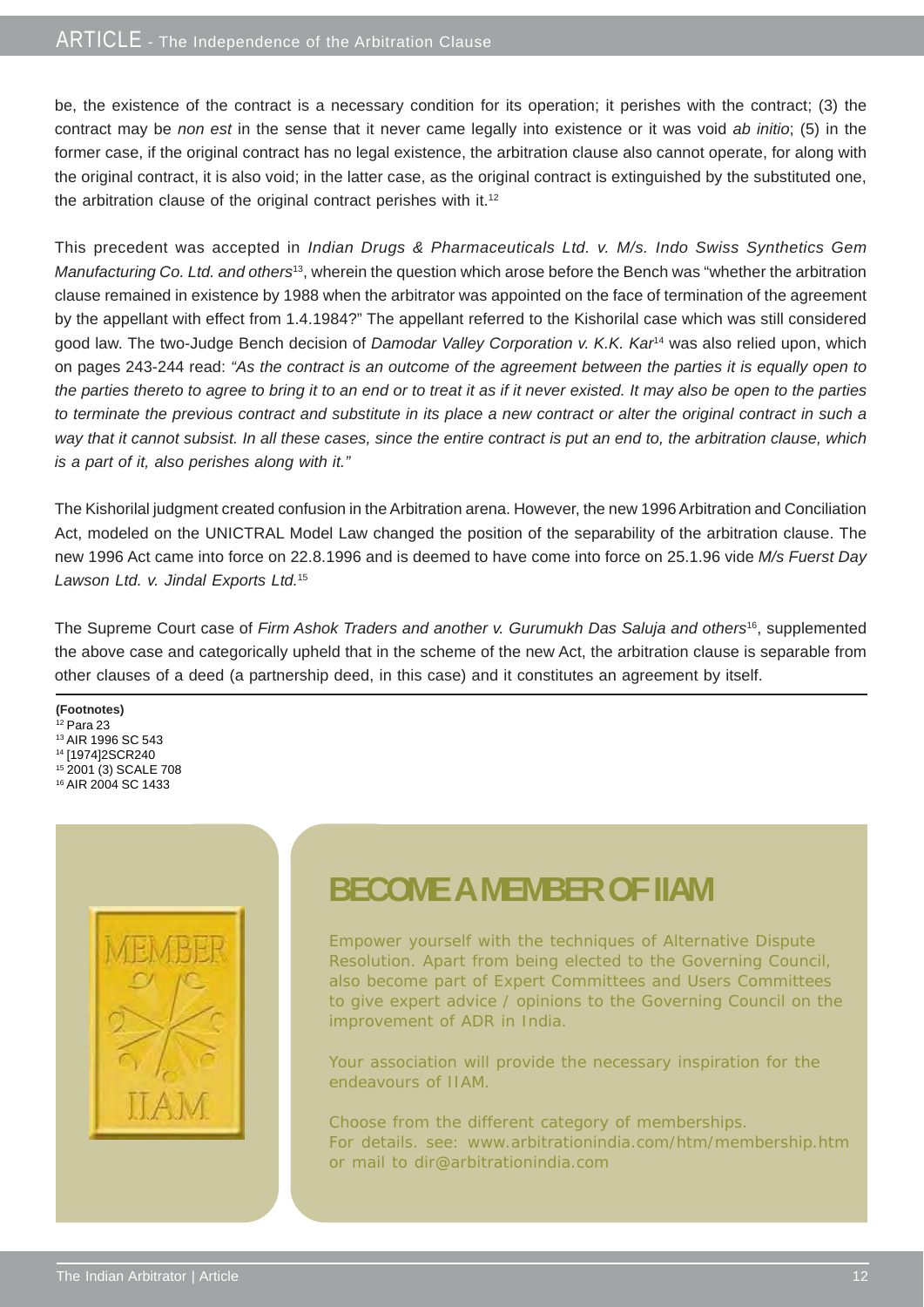be, the existence of the contract is a necessary condition for its operation; it perishes with the contract; (3) the contract may be *non est* in the sense that it never came legally into existence or it was void *ab initio*; (5) in the former case, if the original contract has no legal existence, the arbitration clause also cannot operate, for along with the original contract, it is also void; in the latter case, as the original contract is extinguished by the substituted one, the arbitration clause of the original contract perishes with it.[12]

This precedent was accepted in *Indian Drugs & Pharmaceuticals Ltd. v. M/s. Indo Swiss Synthetics Gem Manufacturing Co. Ltd. and others*[13], wherein the question which arose before the Bench was "whether the arbitration clause remained in existence by 1988 when the arbitrator was appointed on the face of termination of the agreement by the appellant with effect from 1.4.1984?" The appellant referred to the Kishorilal case which was still considered good law. The two-Judge Bench decision of *Damodar Valley Corporation v. K.K. Kar*[14] was also relied upon, which on pages 243-244 read: *"As the contract is an outcome of the agreement between the parties it is equally open to the parties thereto to agree to bring it to an end or to treat it as if it never existed. It may also be open to the parties to terminate the previous contract and substitute in its place a new contract or alter the original contract in such a way that it cannot subsist. In all these cases, since the entire contract is put an end to, the arbitration clause, which is a part of it, also perishes along with it."*

The Kishorilal judgment created confusion in the Arbitration arena. However, the new 1996 Arbitration and Conciliation Act, modeled on the UNICTRAL Model Law changed the position of the separability of the arbitration clause. The new 1996 Act came into force on 22.8.1996 and is deemed to have come into force on 25.1.96 vide *M/s Fuerst Day Lawson Ltd. v. Jindal Exports Ltd.*[15]

The Supreme Court case of *Firm Ashok Traders and another v. Gurumukh Das Saluja and others*[16], supplemented the above case and categorically upheld that in the scheme of the new Act, the arbitration clause is separable from other clauses of a deed (a partnership deed, in this case) and it constitutes an agreement by itself.

**(Footnotes)**

[12] Para 23

[13] AIR 1996 SC 543

[14] [1974]2SCR240

[15] 2001 (3) SCALE 708

[16] AIR 2004 SC 1433

MEMBER

IIAM

## BECOME A MEMBER OF IIAM

Empower yourself with the techniques of Alternative Dispute Resolution. Apart from being elected to the Governing Council, also become part of Expert Committees and Users Committees to give expert advice / opinions to the Governing Council on the improvement of ADR in India.

Your association will provide the necessary inspiration for the endeavours of IIAM.

Choose from the different category of memberships.
For details. see: www.arbitrationindia.com/htm/membership.htm or mail to dir@arbitrationindia.com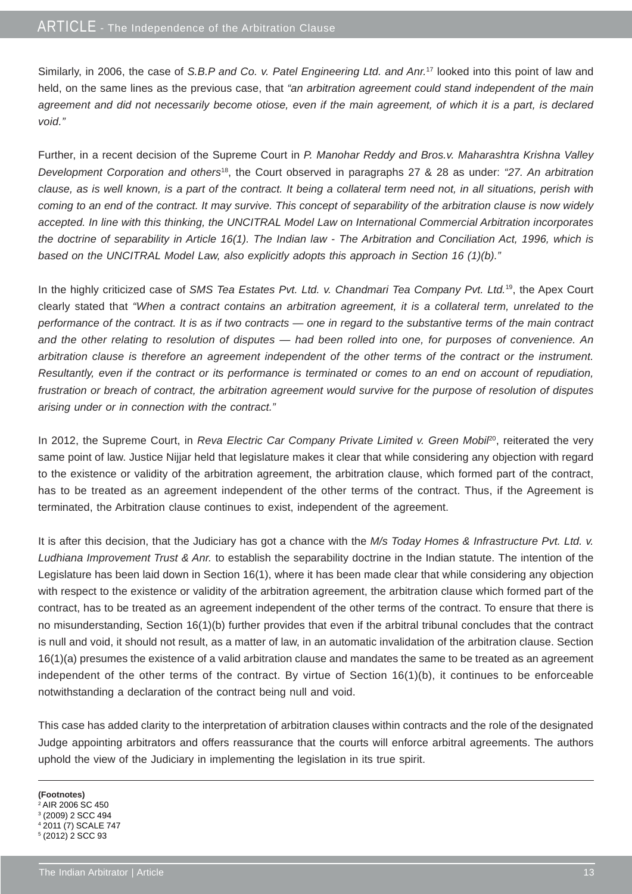Similarly, in 2006, the case of *S.B.P and Co. v. Patel Engineering Ltd. and Anr.*[17] looked into this point of law and held, on the same lines as the previous case, that *"an arbitration agreement could stand independent of the main agreement and did not necessarily become otiose, even if the main agreement, of which it is a part, is declared void."*

Further, in a recent decision of the Supreme Court in *P. Manohar Reddy and Bros.v. Maharashtra Krishna Valley Development Corporation and others*[18], the Court observed in paragraphs 27 & 28 as under: *"27. An arbitration clause, as is well known, is a part of the contract. It being a collateral term need not, in all situations, perish with coming to an end of the contract. It may survive. This concept of separability of the arbitration clause is now widely accepted. In line with this thinking, the UNCITRAL Model Law on International Commercial Arbitration incorporates the doctrine of separability in Article 16(1). The Indian law - The Arbitration and Conciliation Act, 1996, which is based on the UNCITRAL Model Law, also explicitly adopts this approach in Section 16 (1)(b)."*

In the highly criticized case of *SMS Tea Estates Pvt. Ltd. v. Chandmari Tea Company Pvt. Ltd.*[19], the Apex Court clearly stated that *"When a contract contains an arbitration agreement, it is a collateral term, unrelated to the performance of the contract. It is as if two contracts — one in regard to the substantive terms of the main contract and the other relating to resolution of disputes — had been rolled into one, for purposes of convenience. An arbitration clause is therefore an agreement independent of the other terms of the contract or the instrument. Resultantly, even if the contract or its performance is terminated or comes to an end on account of repudiation, frustration or breach of contract, the arbitration agreement would survive for the purpose of resolution of disputes arising under or in connection with the contract."*

In 2012, the Supreme Court, in *Reva Electric Car Company Private Limited v. Green Mobil*[20], reiterated the very same point of law. Justice Nijjar held that legislature makes it clear that while considering any objection with regard to the existence or validity of the arbitration agreement, the arbitration clause, which formed part of the contract, has to be treated as an agreement independent of the other terms of the contract. Thus, if the Agreement is terminated, the Arbitration clause continues to exist, independent of the agreement.

It is after this decision, that the Judiciary has got a chance with the *M/s Today Homes & Infrastructure Pvt. Ltd. v. Ludhiana Improvement Trust & Anr.* to establish the separability doctrine in the Indian statute. The intention of the Legislature has been laid down in Section 16(1), where it has been made clear that while considering any objection with respect to the existence or validity of the arbitration agreement, the arbitration clause which formed part of the contract, has to be treated as an agreement independent of the other terms of the contract. To ensure that there is no misunderstanding, Section 16(1)(b) further provides that even if the arbitral tribunal concludes that the contract is null and void, it should not result, as a matter of law, in an automatic invalidation of the arbitration clause. Section 16(1)(a) presumes the existence of a valid arbitration clause and mandates the same to be treated as an agreement independent of the other terms of the contract. By virtue of Section 16(1)(b), it continues to be enforceable notwithstanding a declaration of the contract being null and void.

This case has added clarity to the interpretation of arbitration clauses within contracts and the role of the designated Judge appointing arbitrators and offers reassurance that the courts will enforce arbitral agreements. The authors uphold the view of the Judiciary in implementing the legislation in its true spirit.

---

**(Footnotes)**

[2] AIR 2006 SC 450

[3] (2009) 2 SCC 494

[4] 2011 (7) SCALE 747

[5] (2012) 2 SCC 93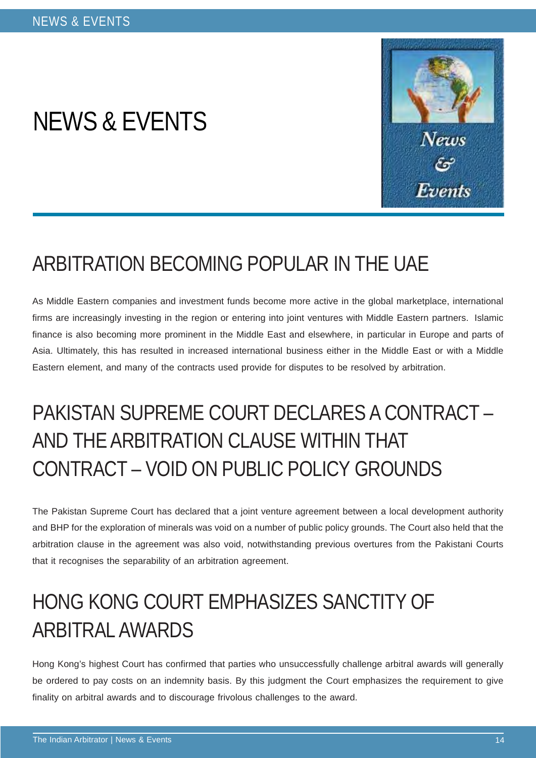# NEWS & EVENTS

## ARBITRATION BECOMING POPULAR IN THE UAE

As Middle Eastern companies and investment funds become more active in the global marketplace, international firms are increasingly investing in the region or entering into joint ventures with Middle Eastern partners. Islamic finance is also becoming more prominent in the Middle East and elsewhere, in particular in Europe and parts of Asia. Ultimately, this has resulted in increased international business either in the Middle East or with a Middle Eastern element, and many of the contracts used provide for disputes to be resolved by arbitration.

## PAKISTAN SUPREME COURT DECLARES A CONTRACT – AND THE ARBITRATION CLAUSE WITHIN THAT CONTRACT – VOID ON PUBLIC POLICY GROUNDS

The Pakistan Supreme Court has declared that a joint venture agreement between a local development authority and BHP for the exploration of minerals was void on a number of public policy grounds. The Court also held that the arbitration clause in the agreement was also void, notwithstanding previous overtures from the Pakistani Courts that it recognises the separability of an arbitration agreement.

## HONG KONG COURT EMPHASIZES SANCTITY OF ARBITRAL AWARDS

Hong Kong's highest Court has confirmed that parties who unsuccessfully challenge arbitral awards will generally be ordered to pay costs on an indemnity basis. By this judgment the Court emphasizes the requirement to give finality on arbitral awards and to discourage frivolous challenges to the award.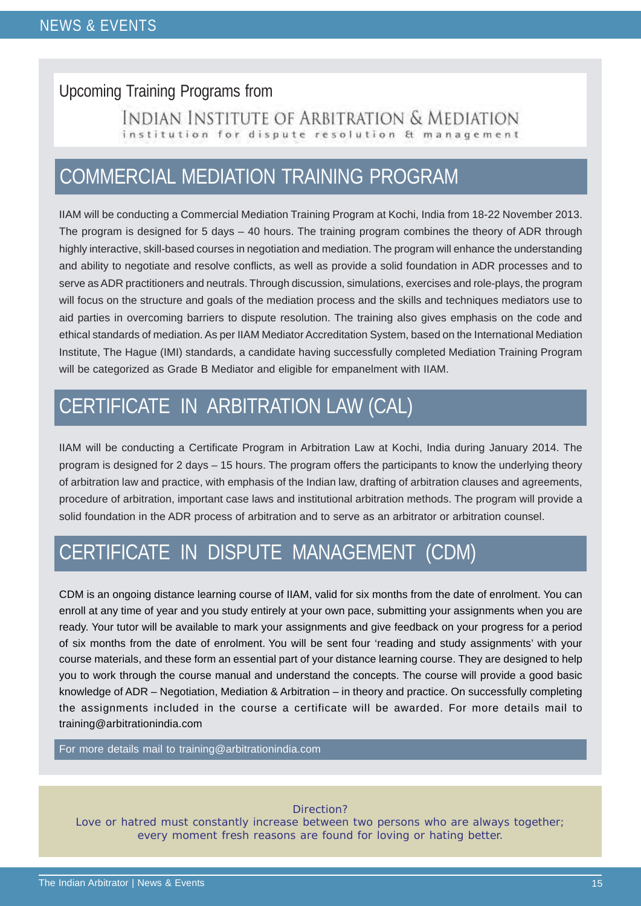Upcoming Training Programs from

INDIAN INSTITUTE OF ARBITRATION & MEDIATION
institution for dispute resolution & management

## COMMERCIAL MEDIATION TRAINING PROGRAM

IIAM will be conducting a Commercial Mediation Training Program at Kochi, India from 18-22 November 2013. The program is designed for 5 days – 40 hours. The training program combines the theory of ADR through highly interactive, skill-based courses in negotiation and mediation. The program will enhance the understanding and ability to negotiate and resolve conflicts, as well as provide a solid foundation in ADR processes and to serve as ADR practitioners and neutrals. Through discussion, simulations, exercises and role-plays, the program will focus on the structure and goals of the mediation process and the skills and techniques mediators use to aid parties in overcoming barriers to dispute resolution. The training also gives emphasis on the code and ethical standards of mediation. As per IIAM Mediator Accreditation System, based on the International Mediation Institute, The Hague (IMI) standards, a candidate having successfully completed Mediation Training Program will be categorized as Grade B Mediator and eligible for empanelment with IIAM.

## CERTIFICATE IN ARBITRATION LAW (CAL)

IIAM will be conducting a Certificate Program in Arbitration Law at Kochi, India during January 2014. The program is designed for 2 days – 15 hours. The program offers the participants to know the underlying theory of arbitration law and practice, with emphasis of the Indian law, drafting of arbitration clauses and agreements, procedure of arbitration, important case laws and institutional arbitration methods. The program will provide a solid foundation in the ADR process of arbitration and to serve as an arbitrator or arbitration counsel.

## CERTIFICATE IN DISPUTE MANAGEMENT (CDM)

CDM is an ongoing distance learning course of IIAM, valid for six months from the date of enrolment. You can enroll at any time of year and you study entirely at your own pace, submitting your assignments when you are ready. Your tutor will be available to mark your assignments and give feedback on your progress for a period of six months from the date of enrolment. You will be sent four 'reading and study assignments' with your course materials, and these form an essential part of your distance learning course. They are designed to help you to work through the course manual and understand the concepts. The course will provide a good basic knowledge of ADR – Negotiation, Mediation & Arbitration – in theory and practice. On successfully completing the assignments included in the course a certificate will be awarded. For more details mail to training@arbitrationindia.com

For more details mail to training@arbitrationindia.com

Direction?
Love or hatred must constantly increase between two persons who are always together; every moment fresh reasons are found for loving or hating better.